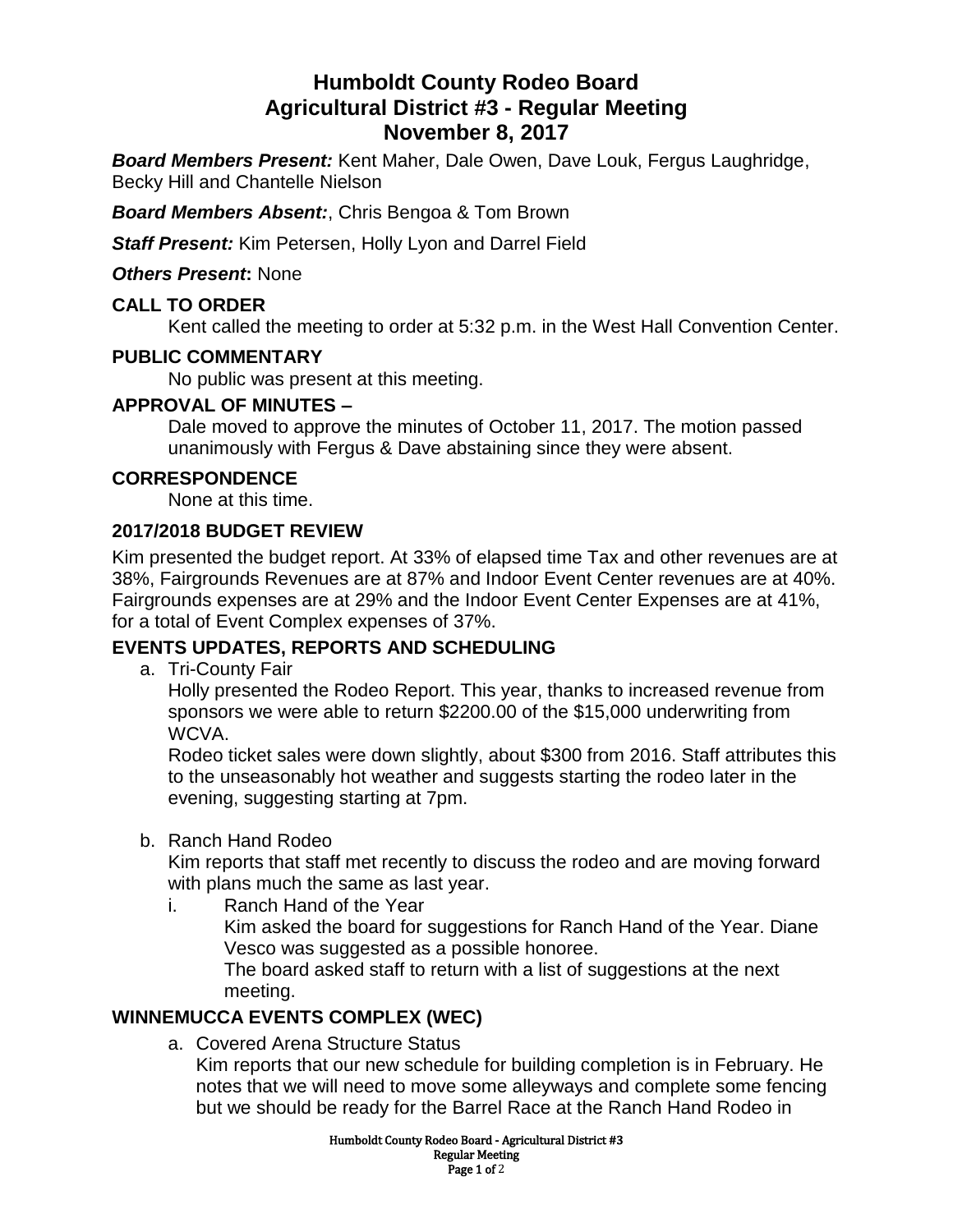# Humboldt County Rodeo Board
# Agricultural District #3 - Regular Meeting
# November 8, 2017

***Board Members Present:*** Kent Maher, Dale Owen, Dave Louk, Fergus Laughridge, Becky Hill and Chantelle Nielson

***Board Members Absent:***, Chris Bengoa & Tom Brown

***Staff Present:*** Kim Petersen, Holly Lyon and Darrel Field

***Others Present*:** None

## CALL TO ORDER

Kent called the meeting to order at 5:32 p.m. in the West Hall Convention Center.

## PUBLIC COMMENTARY

No public was present at this meeting.

## APPROVAL OF MINUTES –

Dale moved to approve the minutes of October 11, 2017. The motion passed unanimously with Fergus & Dave abstaining since they were absent.

## CORRESPONDENCE

None at this time.

## 2017/2018 BUDGET REVIEW

Kim presented the budget report. At 33% of elapsed time Tax and other revenues are at 38%, Fairgrounds Revenues are at 87% and Indoor Event Center revenues are at 40%. Fairgrounds expenses are at 29% and the Indoor Event Center Expenses are at 41%, for a total of Event Complex expenses of 37%.

## EVENTS UPDATES, REPORTS AND SCHEDULING

a. Tri-County Fair

   Holly presented the Rodeo Report. This year, thanks to increased revenue from sponsors we were able to return $2200.00 of the $15,000 underwriting from WCVA.

   Rodeo ticket sales were down slightly, about $300 from 2016. Staff attributes this to the unseasonably hot weather and suggests starting the rodeo later in the evening, suggesting starting at 7pm.

b. Ranch Hand Rodeo

   Kim reports that staff met recently to discuss the rodeo and are moving forward with plans much the same as last year.

   i. Ranch Hand of the Year

      Kim asked the board for suggestions for Ranch Hand of the Year. Diane Vesco was suggested as a possible honoree.

      The board asked staff to return with a list of suggestions at the next meeting.

## WINNEMUCCA EVENTS COMPLEX (WEC)

a. Covered Arena Structure Status

   Kim reports that our new schedule for building completion is in February. He notes that we will need to move some alleyways and complete some fencing but we should be ready for the Barrel Race at the Ranch Hand Rodeo in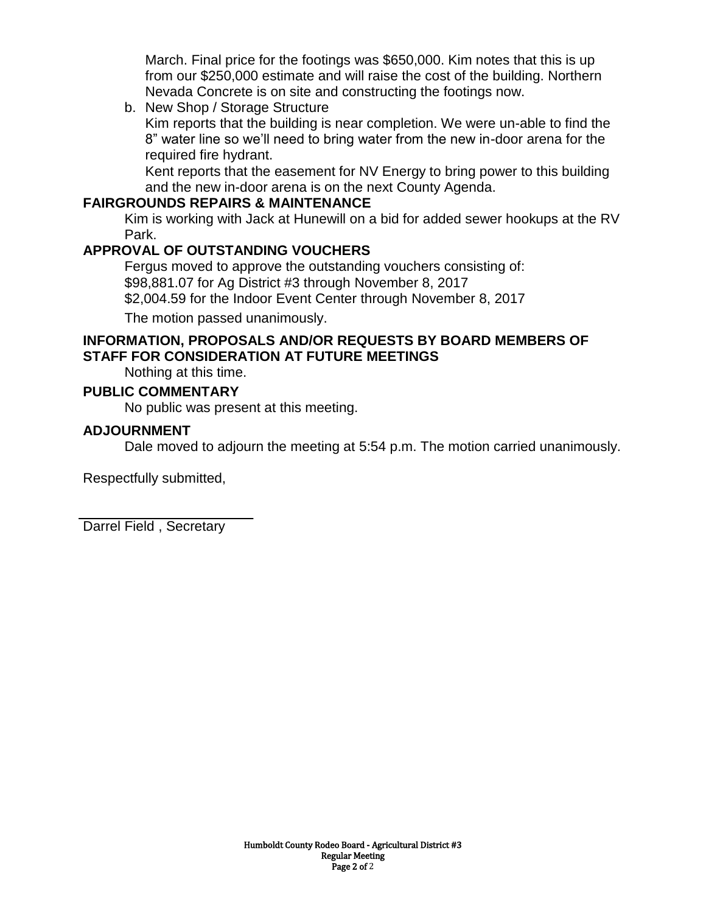March. Final price for the footings was $650,000. Kim notes that this is up from our $250,000 estimate and will raise the cost of the building. Northern Nevada Concrete is on site and constructing the footings now.

b. New Shop / Storage Structure

   Kim reports that the building is near completion. We were un-able to find the 8" water line so we'll need to bring water from the new in-door arena for the required fire hydrant.

   Kent reports that the easement for NV Energy to bring power to this building and the new in-door arena is on the next County Agenda.

**FAIRGROUNDS REPAIRS & MAINTENANCE**

Kim is working with Jack at Hunewill on a bid for added sewer hookups at the RV Park.

**APPROVAL OF OUTSTANDING VOUCHERS**

Fergus moved to approve the outstanding vouchers consisting of:
$98,881.07 for Ag District #3 through November 8, 2017
$2,004.59 for the Indoor Event Center through November 8, 2017

The motion passed unanimously.

**INFORMATION, PROPOSALS AND/OR REQUESTS BY BOARD MEMBERS OF STAFF FOR CONSIDERATION AT FUTURE MEETINGS**

Nothing at this time.

**PUBLIC COMMENTARY**

No public was present at this meeting.

**ADJOURNMENT**

Dale moved to adjourn the meeting at 5:54 p.m. The motion carried unanimously.

Respectfully submitted,

\_\_\_\_\_\_\_\_\_\_\_\_\_\_\_\_\_\_\_\_\_\_

Darrel Field , Secretary